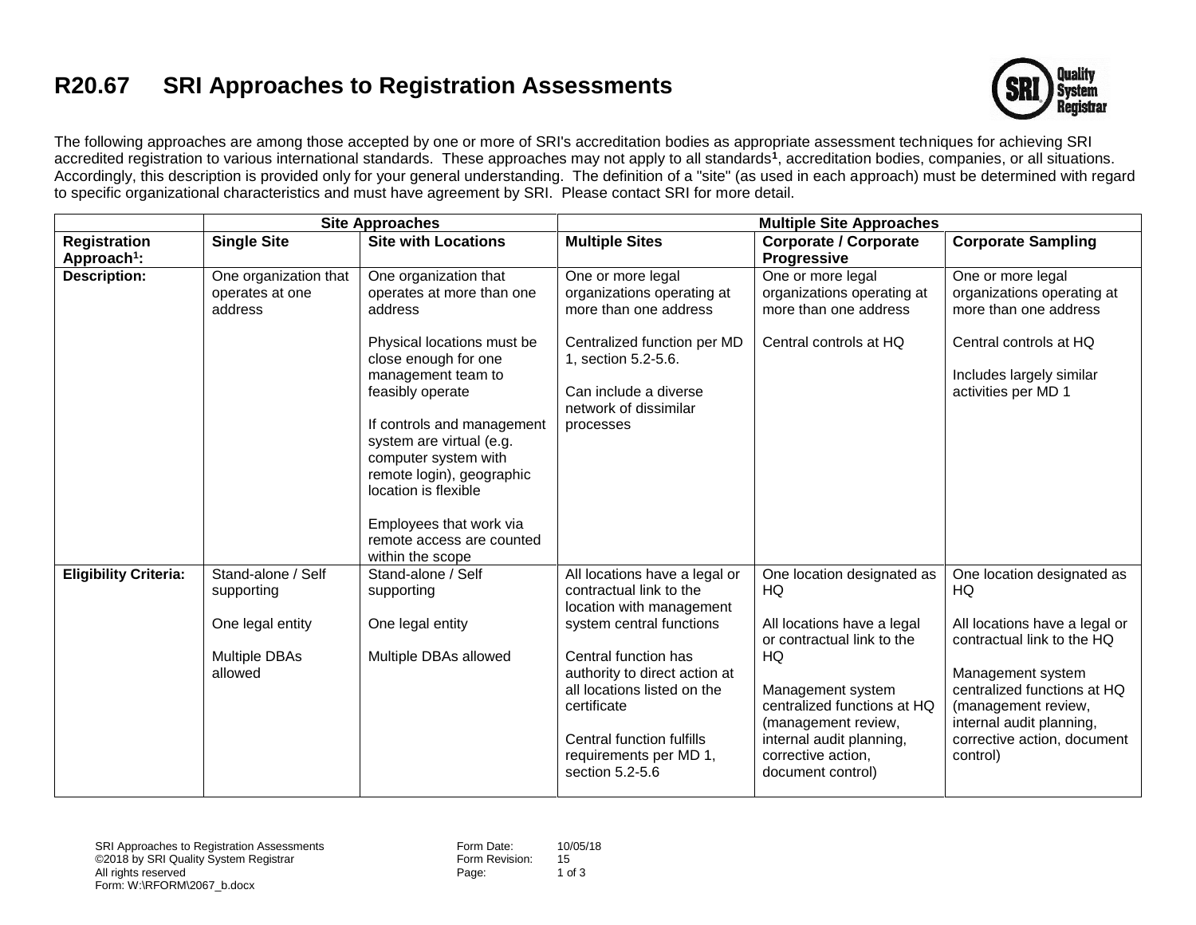# R20.67 SRI Approaches to Registration Assessments

The following approaches are among those accepted by one or more of SRI's accreditation bodies as appropriate assessment techniques for achieving SRI accredited registration to various international standards. These approaches may not apply to all standards[1], accreditation bodies, companies, or all situations. Accordingly, this description is provided only for your general understanding. The definition of a "site" (as used in each approach) must be determined with regard to specific organizational characteristics and must have agreement by SRI. Please contact SRI for more detail.

| | Site Approaches | | Multiple Site Approaches | | |
|---|---|---|---|---|---|
| **Registration Approach[1]:** | **Single Site** | **Site with Locations** | **Multiple Sites** | **Corporate / Corporate Progressive** | **Corporate Sampling** |
| **Description:** | One organization that operates at one address | One organization that operates at more than one address<br><br>Physical locations must be close enough for one management team to feasibly operate<br><br>If controls and management system are virtual (e.g. computer system with remote login), geographic location is flexible<br><br>Employees that work via remote access are counted within the scope | One or more legal organizations operating at more than one address<br><br>Centralized function per MD 1, section 5.2-5.6.<br><br>Can include a diverse network of dissimilar processes | One or more legal organizations operating at more than one address<br><br>Central controls at HQ | One or more legal organizations operating at more than one address<br><br>Central controls at HQ<br><br>Includes largely similar activities per MD 1 |
| **Eligibility Criteria:** | Stand-alone / Self supporting<br><br>One legal entity<br><br>Multiple DBAs allowed | Stand-alone / Self supporting<br><br>One legal entity<br><br>Multiple DBAs allowed | All locations have a legal or contractual link to the location with management system central functions<br><br>Central function has authority to direct action at all locations listed on the certificate<br><br>Central function fulfills requirements per MD 1, section 5.2-5.6 | One location designated as HQ<br><br>All locations have a legal or contractual link to the HQ<br><br>Management system centralized functions at HQ (management review, internal audit planning, corrective action, document control) | One location designated as HQ<br><br>All locations have a legal or contractual link to the HQ<br><br>Management system centralized functions at HQ (management review, internal audit planning, corrective action, document control) |

SRI Approaches to Registration Assessments
©2018 by SRI Quality System Registrar
All rights reserved
Form: W:\RFORM\2067_b.docx

Form Date: 10/05/18
Form Revision: 15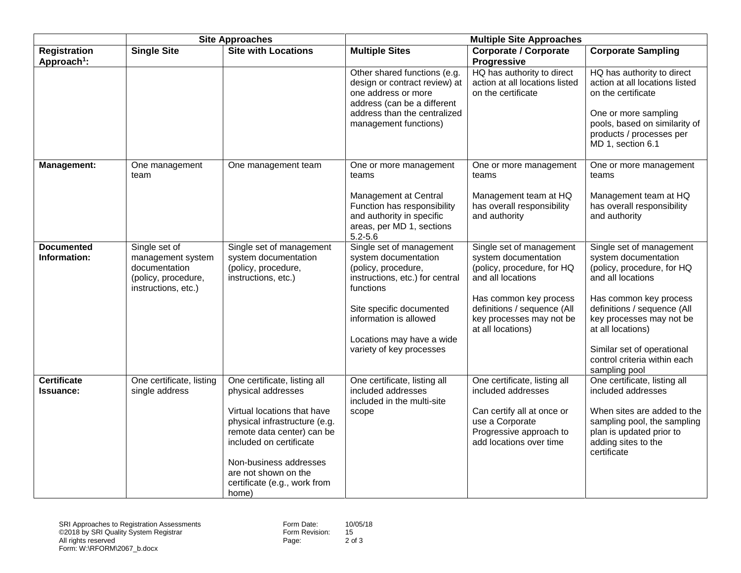| | Site Approaches | | Multiple Site Approaches | | |
|---|---|---|---|---|---|
| **Registration Approach[1]:** | **Single Site** | **Site with Locations** | **Multiple Sites** | **Corporate / Corporate Progressive** | **Corporate Sampling** |
| | | | Other shared functions (e.g. design or contract review) at one address or more address (can be a different address than the centralized management functions) | HQ has authority to direct action at all locations listed on the certificate | HQ has authority to direct action at all locations listed on the certificate<br><br>One or more sampling pools, based on similarity of products / processes per MD 1, section 6.1 |
| **Management:** | One management team | One management team | One or more management teams<br><br>Management at Central Function has responsibility and authority in specific areas, per MD 1, sections 5.2-5.6 | One or more management teams<br><br>Management team at HQ has overall responsibility and authority | One or more management teams<br><br>Management team at HQ has overall responsibility and authority |
| **Documented Information:** | Single set of management system documentation (policy, procedure, instructions, etc.) | Single set of management system documentation (policy, procedure, instructions, etc.) | Single set of management system documentation (policy, procedure, instructions, etc.) for central functions<br><br>Site specific documented information is allowed<br><br>Locations may have a wide variety of key processes | Single set of management system documentation (policy, procedure, for HQ and all locations<br><br>Has common key process definitions / sequence (All key processes may not be at all locations) | Single set of management system documentation (policy, procedure, for HQ and all locations<br><br>Has common key process definitions / sequence (All key processes may not be at all locations)<br><br>Similar set of operational control criteria within each sampling pool |
| **Certificate Issuance:** | One certificate, listing single address | One certificate, listing all physical addresses<br><br>Virtual locations that have physical infrastructure (e.g. remote data center) can be included on certificate<br><br>Non-business addresses are not shown on the certificate (e.g., work from home) | One certificate, listing all included addresses included in the multi-site scope | One certificate, listing all included addresses<br><br>Can certify all at once or use a Corporate Progressive approach to add locations over time | One certificate, listing all included addresses<br><br>When sites are added to the sampling pool, the sampling plan is updated prior to adding sites to the certificate |

SRI Approaches to Registration Assessments
©2018 by SRI Quality System Registrar
All rights reserved
Form: W:\RFORM\2067_b.docx

Form Date: 10/05/18
Form Revision: 15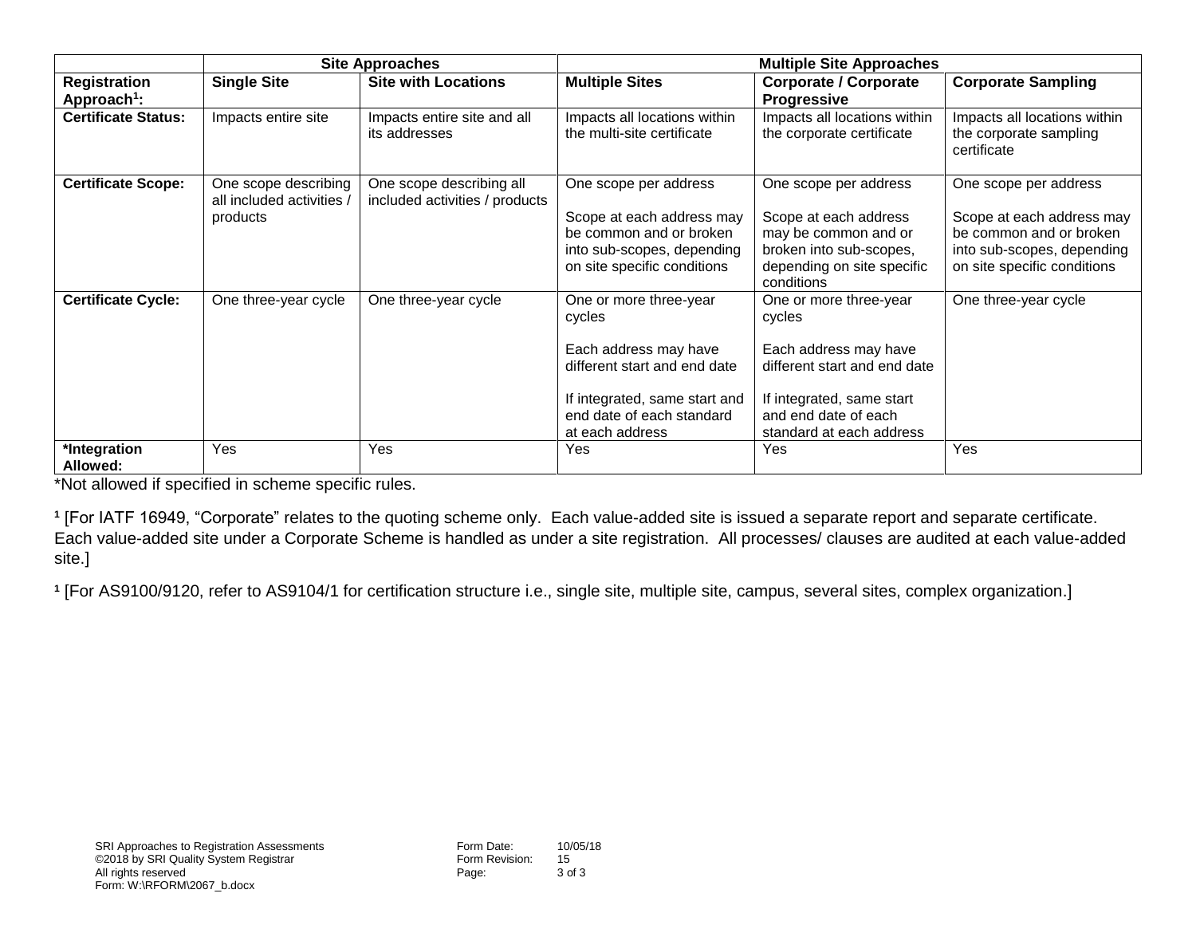| | Site Approaches | | Multiple Site Approaches | | |
|---|---|---|---|---|---|
| **Registration Approach[1]:** | **Single Site** | **Site with Locations** | **Multiple Sites** | **Corporate / Corporate Progressive** | **Corporate Sampling** |
| **Certificate Status:** | Impacts entire site | Impacts entire site and all its addresses | Impacts all locations within the multi-site certificate | Impacts all locations within the corporate certificate | Impacts all locations within the corporate sampling certificate |
| **Certificate Scope:** | One scope describing all included activities / products | One scope describing all included activities / products | One scope per address<br><br>Scope at each address may be common and or broken into sub-scopes, depending on site specific conditions | One scope per address<br><br>Scope at each address may be common and or broken into sub-scopes, depending on site specific conditions | One scope per address<br><br>Scope at each address may be common and or broken into sub-scopes, depending on site specific conditions |
| **Certificate Cycle:** | One three-year cycle | One three-year cycle | One or more three-year cycles<br><br>Each address may have different start and end date<br><br>If integrated, same start and end date of each standard at each address | One or more three-year cycles<br><br>Each address may have different start and end date<br><br>If integrated, same start and end date of each standard at each address | One three-year cycle |
| ***Integration Allowed:** | Yes | Yes | Yes | Yes | Yes |

*Not allowed if specified in scheme specific rules.

[1] [For IATF 16949, “Corporate” relates to the quoting scheme only. Each value-added site is issued a separate report and separate certificate. Each value-added site under a Corporate Scheme is handled as under a site registration. All processes/ clauses are audited at each value-added site.]

[1] [For AS9100/9120, refer to AS9104/1 for certification structure i.e., single site, multiple site, campus, several sites, complex organization.]